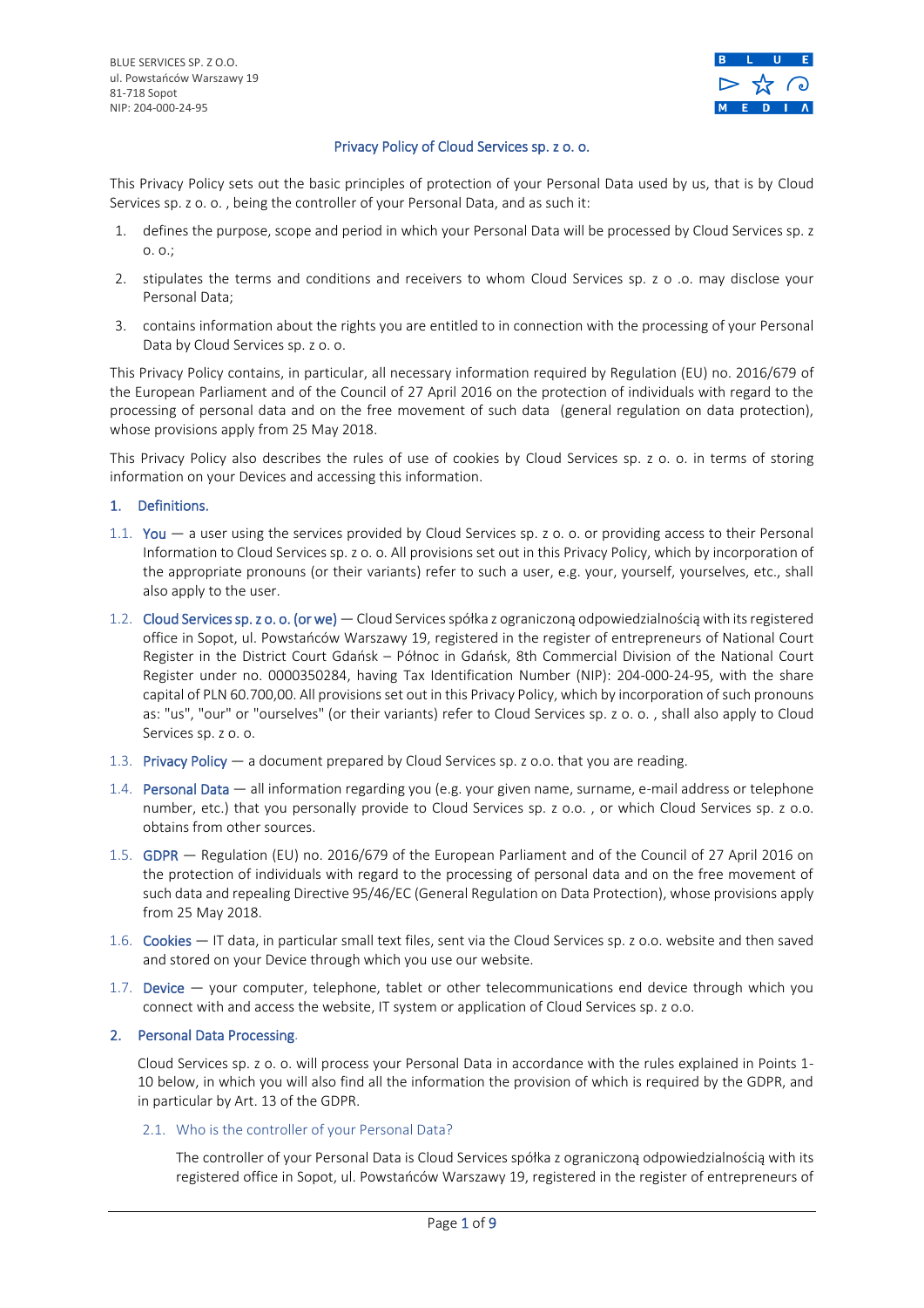BLUE SERVICES SP. Z O.O.
ul. Powstańców Warszawy 19
81-718 Sopot
NIP: 204-000-24-95

# Privacy Policy of Cloud Services sp. z o. o.

This Privacy Policy sets out the basic principles of protection of your Personal Data used by us, that is by Cloud Services sp. z o. o. , being the controller of your Personal Data, and as such it:

1. defines the purpose, scope and period in which your Personal Data will be processed by Cloud Services sp. z o. o.;
2. stipulates the terms and conditions and receivers to whom Cloud Services sp. z o .o. may disclose your Personal Data;
3. contains information about the rights you are entitled to in connection with the processing of your Personal Data by Cloud Services sp. z o. o.

This Privacy Policy contains, in particular, all necessary information required by Regulation (EU) no. 2016/679 of the European Parliament and of the Council of 27 April 2016 on the protection of individuals with regard to the processing of personal data and on the free movement of such data (general regulation on data protection), whose provisions apply from 25 May 2018.

This Privacy Policy also describes the rules of use of cookies by Cloud Services sp. z o. o. in terms of storing information on your Devices and accessing this information.

## 1. Definitions.

1.1. You — a user using the services provided by Cloud Services sp. z o. o. or providing access to their Personal Information to Cloud Services sp. z o. o. All provisions set out in this Privacy Policy, which by incorporation of the appropriate pronouns (or their variants) refer to such a user, e.g. your, yourself, yourselves, etc., shall also apply to the user.

1.2. Cloud Services sp. z o. o. (or we) — Cloud Services spółka z ograniczoną odpowiedzialnością with its registered office in Sopot, ul. Powstańców Warszawy 19, registered in the register of entrepreneurs of National Court Register in the District Court Gdańsk – Północ in Gdańsk, 8th Commercial Division of the National Court Register under no. 0000350284, having Tax Identification Number (NIP): 204-000-24-95, with the share capital of PLN 60.700,00. All provisions set out in this Privacy Policy, which by incorporation of such pronouns as: "us", "our" or "ourselves" (or their variants) refer to Cloud Services sp. z o. o. , shall also apply to Cloud Services sp. z o. o.

1.3. Privacy Policy — a document prepared by Cloud Services sp. z o.o. that you are reading.

1.4. Personal Data — all information regarding you (e.g. your given name, surname, e-mail address or telephone number, etc.) that you personally provide to Cloud Services sp. z o.o. , or which Cloud Services sp. z o.o. obtains from other sources.

1.5. GDPR — Regulation (EU) no. 2016/679 of the European Parliament and of the Council of 27 April 2016 on the protection of individuals with regard to the processing of personal data and on the free movement of such data and repealing Directive 95/46/EC (General Regulation on Data Protection), whose provisions apply from 25 May 2018.

1.6. Cookies — IT data, in particular small text files, sent via the Cloud Services sp. z o.o. website and then saved and stored on your Device through which you use our website.

1.7. Device — your computer, telephone, tablet or other telecommunications end device through which you connect with and access the website, IT system or application of Cloud Services sp. z o.o.

## 2. Personal Data Processing.

Cloud Services sp. z o. o. will process your Personal Data in accordance with the rules explained in Points 1-10 below, in which you will also find all the information the provision of which is required by the GDPR, and in particular by Art. 13 of the GDPR.

### 2.1. Who is the controller of your Personal Data?

The controller of your Personal Data is Cloud Services spółka z ograniczoną odpowiedzialnością with its registered office in Sopot, ul. Powstańców Warszawy 19, registered in the register of entrepreneurs of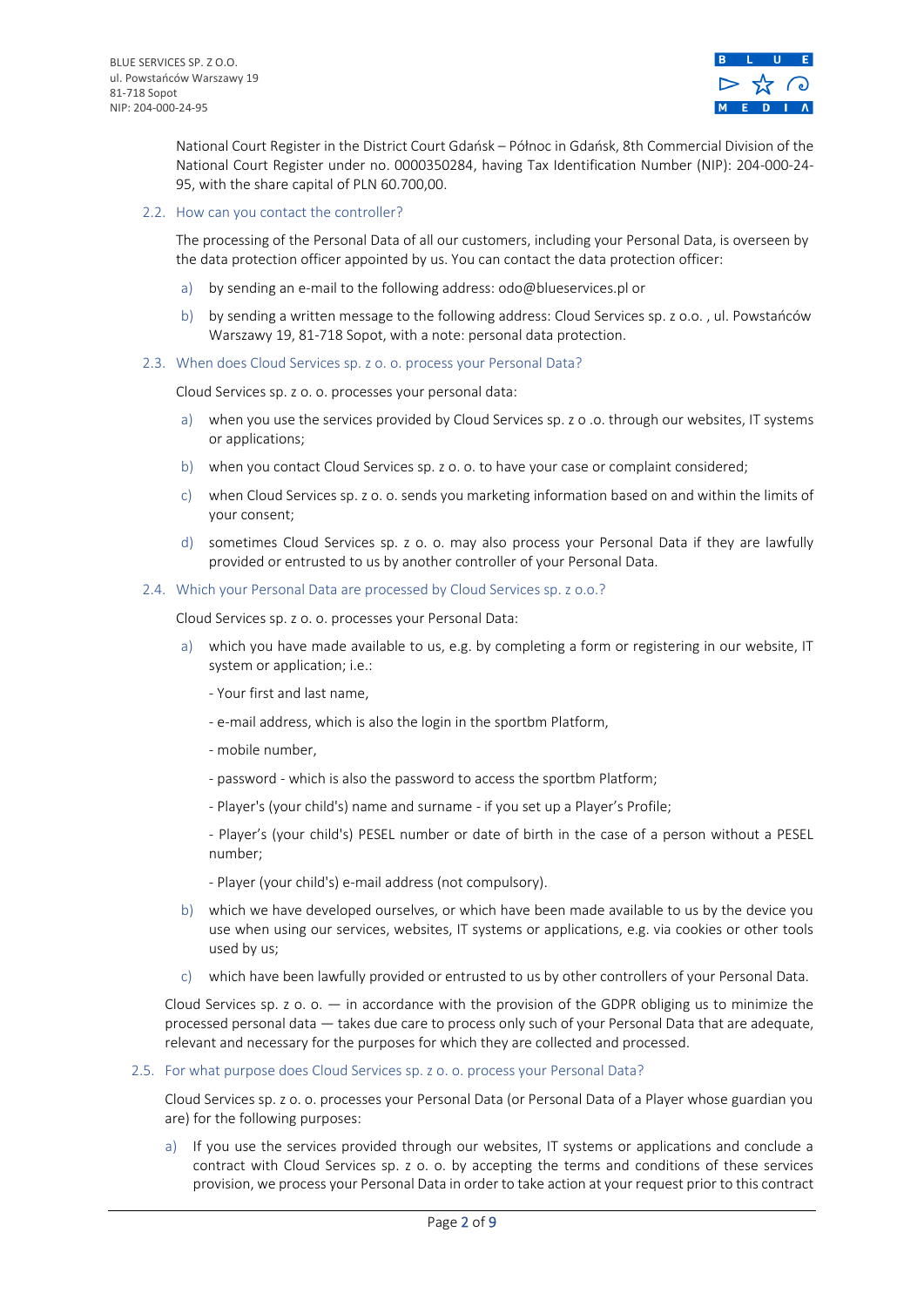National Court Register in the District Court Gdańsk – Północ in Gdańsk, 8th Commercial Division of the National Court Register under no. 0000350284, having Tax Identification Number (NIP): 204-000-24-95, with the share capital of PLN 60.700,00.

### 2.2. How can you contact the controller?

The processing of the Personal Data of all our customers, including your Personal Data, is overseen by the data protection officer appointed by us. You can contact the data protection officer:

a) by sending an e-mail to the following address: odo@blueservices.pl or

b) by sending a written message to the following address: Cloud Services sp. z o.o. , ul. Powstańców Warszawy 19, 81-718 Sopot, with a note: personal data protection.

### 2.3. When does Cloud Services sp. z o. o. process your Personal Data?

Cloud Services sp. z o. o. processes your personal data:

a) when you use the services provided by Cloud Services sp. z o .o. through our websites, IT systems or applications;

b) when you contact Cloud Services sp. z o. o. to have your case or complaint considered;

c) when Cloud Services sp. z o. o. sends you marketing information based on and within the limits of your consent;

d) sometimes Cloud Services sp. z o. o. may also process your Personal Data if they are lawfully provided or entrusted to us by another controller of your Personal Data.

### 2.4. Which your Personal Data are processed by Cloud Services sp. z o.o.?

Cloud Services sp. z o. o. processes your Personal Data:

a) which you have made available to us, e.g. by completing a form or registering in our website, IT system or application; i.e.:

- Your first and last name,

- e-mail address, which is also the login in the sportbm Platform,

- mobile number,

- password - which is also the password to access the sportbm Platform;

- Player's (your child's) name and surname - if you set up a Player's Profile;

- Player's (your child's) PESEL number or date of birth in the case of a person without a PESEL number;

- Player (your child's) e-mail address (not compulsory).

b) which we have developed ourselves, or which have been made available to us by the device you use when using our services, websites, IT systems or applications, e.g. via cookies or other tools used by us;

c) which have been lawfully provided or entrusted to us by other controllers of your Personal Data.

Cloud Services sp. z o. o. — in accordance with the provision of the GDPR obliging us to minimize the processed personal data — takes due care to process only such of your Personal Data that are adequate, relevant and necessary for the purposes for which they are collected and processed.

### 2.5. For what purpose does Cloud Services sp. z o. o. process your Personal Data?

Cloud Services sp. z o. o. processes your Personal Data (or Personal Data of a Player whose guardian you are) for the following purposes:

a) If you use the services provided through our websites, IT systems or applications and conclude a contract with Cloud Services sp. z o. o. by accepting the terms and conditions of these services provision, we process your Personal Data in order to take action at your request prior to this contract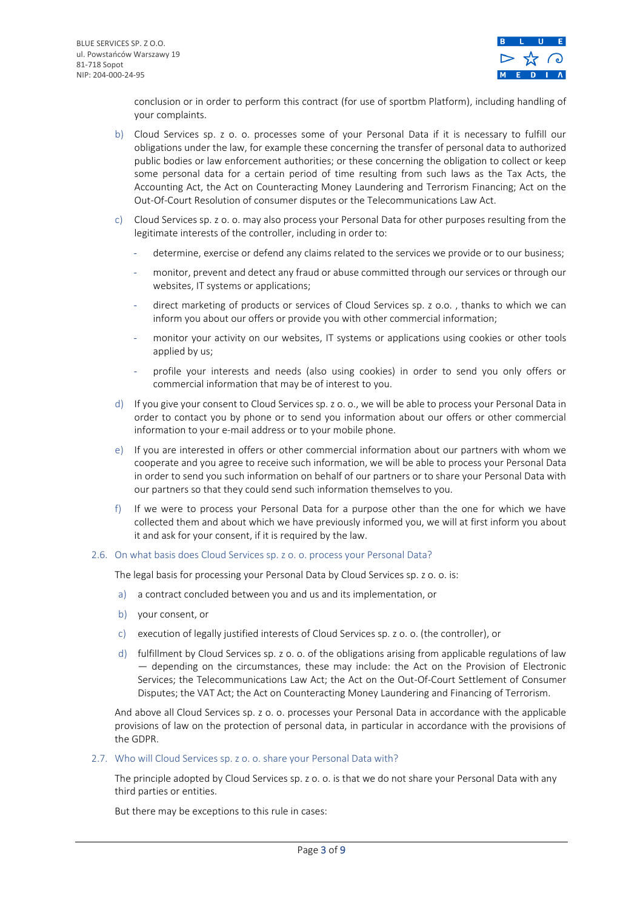conclusion or in order to perform this contract (for use of sportbm Platform), including handling of your complaints.

b) Cloud Services sp. z o. o. processes some of your Personal Data if it is necessary to fulfill our obligations under the law, for example these concerning the transfer of personal data to authorized public bodies or law enforcement authorities; or these concerning the obligation to collect or keep some personal data for a certain period of time resulting from such laws as the Tax Acts, the Accounting Act, the Act on Counteracting Money Laundering and Terrorism Financing; Act on the Out-Of-Court Resolution of consumer disputes or the Telecommunications Law Act.

c) Cloud Services sp. z o. o. may also process your Personal Data for other purposes resulting from the legitimate interests of the controller, including in order to:

- determine, exercise or defend any claims related to the services we provide or to our business;
- monitor, prevent and detect any fraud or abuse committed through our services or through our websites, IT systems or applications;
- direct marketing of products or services of Cloud Services sp. z o.o. , thanks to which we can inform you about our offers or provide you with other commercial information;
- monitor your activity on our websites, IT systems or applications using cookies or other tools applied by us;
- profile your interests and needs (also using cookies) in order to send you only offers or commercial information that may be of interest to you.

d) If you give your consent to Cloud Services sp. z o. o., we will be able to process your Personal Data in order to contact you by phone or to send you information about our offers or other commercial information to your e-mail address or to your mobile phone.

e) If you are interested in offers or other commercial information about our partners with whom we cooperate and you agree to receive such information, we will be able to process your Personal Data in order to send you such information on behalf of our partners or to share your Personal Data with our partners so that they could send such information themselves to you.

f) If we were to process your Personal Data for a purpose other than the one for which we have collected them and about which we have previously informed you, we will at first inform you about it and ask for your consent, if it is required by the law.

### 2.6. On what basis does Cloud Services sp. z o. o. process your Personal Data?

The legal basis for processing your Personal Data by Cloud Services sp. z o. o. is:

a) a contract concluded between you and us and its implementation, or

b) your consent, or

c) execution of legally justified interests of Cloud Services sp. z o. o. (the controller), or

d) fulfillment by Cloud Services sp. z o. o. of the obligations arising from applicable regulations of law — depending on the circumstances, these may include: the Act on the Provision of Electronic Services; the Telecommunications Law Act; the Act on the Out-Of-Court Settlement of Consumer Disputes; the VAT Act; the Act on Counteracting Money Laundering and Financing of Terrorism.

And above all Cloud Services sp. z o. o. processes your Personal Data in accordance with the applicable provisions of law on the protection of personal data, in particular in accordance with the provisions of the GDPR.

### 2.7. Who will Cloud Services sp. z o. o. share your Personal Data with?

The principle adopted by Cloud Services sp. z o. o. is that we do not share your Personal Data with any third parties or entities.

But there may be exceptions to this rule in cases: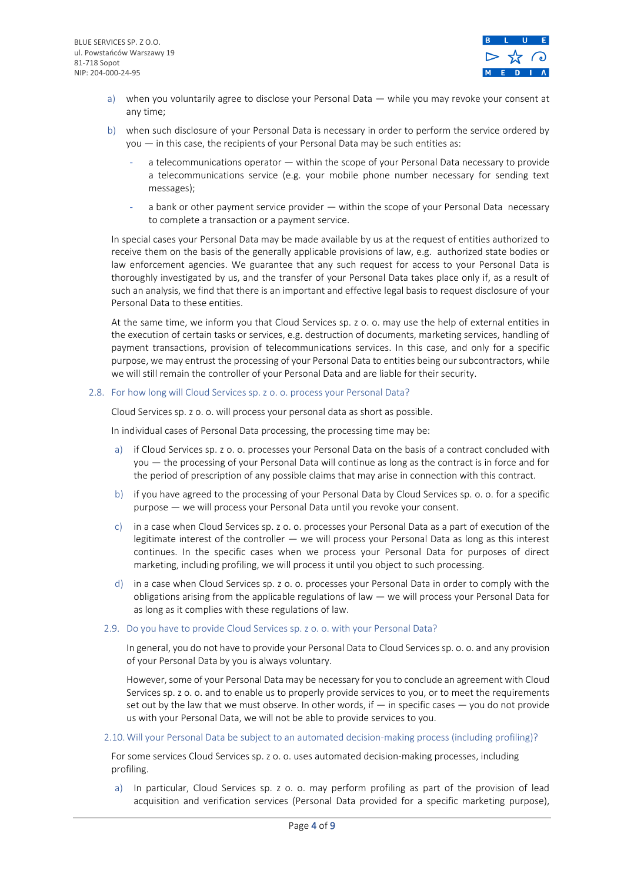a) when you voluntarily agree to disclose your Personal Data — while you may revoke your consent at any time;

b) when such disclosure of your Personal Data is necessary in order to perform the service ordered by you — in this case, the recipients of your Personal Data may be such entities as:

   - a telecommunications operator — within the scope of your Personal Data necessary to provide a telecommunications service (e.g. your mobile phone number necessary for sending text messages);
   - a bank or other payment service provider — within the scope of your Personal Data necessary to complete a transaction or a payment service.

In special cases your Personal Data may be made available by us at the request of entities authorized to receive them on the basis of the generally applicable provisions of law, e.g. authorized state bodies or law enforcement agencies. We guarantee that any such request for access to your Personal Data is thoroughly investigated by us, and the transfer of your Personal Data takes place only if, as a result of such an analysis, we find that there is an important and effective legal basis to request disclosure of your Personal Data to these entities.

At the same time, we inform you that Cloud Services sp. z o. o. may use the help of external entities in the execution of certain tasks or services, e.g. destruction of documents, marketing services, handling of payment transactions, provision of telecommunications services. In this case, and only for a specific purpose, we may entrust the processing of your Personal Data to entities being our subcontractors, while we will still remain the controller of your Personal Data and are liable for their security.

### 2.8. For how long will Cloud Services sp. z o. o. process your Personal Data?

Cloud Services sp. z o. o. will process your personal data as short as possible.

In individual cases of Personal Data processing, the processing time may be:

a) if Cloud Services sp. z o. o. processes your Personal Data on the basis of a contract concluded with you — the processing of your Personal Data will continue as long as the contract is in force and for the period of prescription of any possible claims that may arise in connection with this contract.

b) if you have agreed to the processing of your Personal Data by Cloud Services sp. o. o. for a specific purpose — we will process your Personal Data until you revoke your consent.

c) in a case when Cloud Services sp. z o. o. processes your Personal Data as a part of execution of the legitimate interest of the controller — we will process your Personal Data as long as this interest continues. In the specific cases when we process your Personal Data for purposes of direct marketing, including profiling, we will process it until you object to such processing.

d) in a case when Cloud Services sp. z o. o. processes your Personal Data in order to comply with the obligations arising from the applicable regulations of law — we will process your Personal Data for as long as it complies with these regulations of law.

### 2.9. Do you have to provide Cloud Services sp. z o. o. with your Personal Data?

In general, you do not have to provide your Personal Data to Cloud Services sp. o. o. and any provision of your Personal Data by you is always voluntary.

However, some of your Personal Data may be necessary for you to conclude an agreement with Cloud Services sp. z o. o. and to enable us to properly provide services to you, or to meet the requirements set out by the law that we must observe. In other words, if — in specific cases — you do not provide us with your Personal Data, we will not be able to provide services to you.

### 2.10. Will your Personal Data be subject to an automated decision-making process (including profiling)?

For some services Cloud Services sp. z o. o. uses automated decision-making processes, including profiling.

a) In particular, Cloud Services sp. z o. o. may perform profiling as part of the provision of lead acquisition and verification services (Personal Data provided for a specific marketing purpose),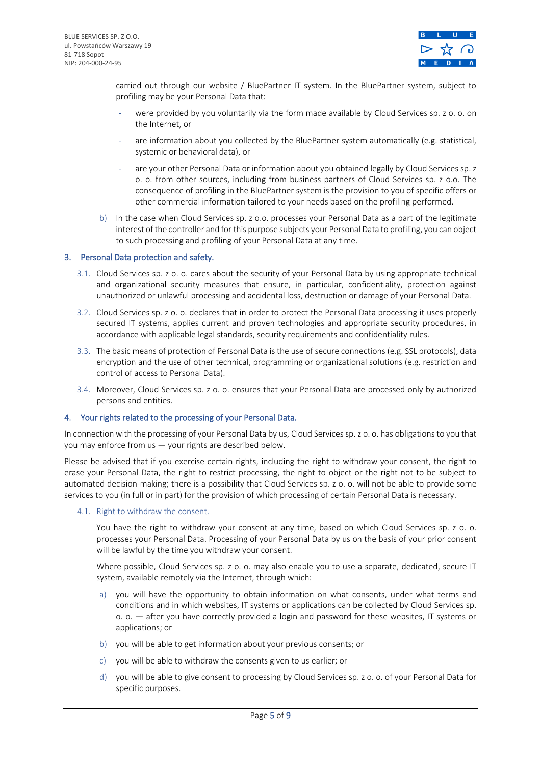carried out through our website / BluePartner IT system. In the BluePartner system, subject to profiling may be your Personal Data that:

- were provided by you voluntarily via the form made available by Cloud Services sp. z o. o. on the Internet, or
- are information about you collected by the BluePartner system automatically (e.g. statistical, systemic or behavioral data), or
- are your other Personal Data or information about you obtained legally by Cloud Services sp. z o. o. from other sources, including from business partners of Cloud Services sp. z o.o. The consequence of profiling in the BluePartner system is the provision to you of specific offers or other commercial information tailored to your needs based on the profiling performed.

b) In the case when Cloud Services sp. z o.o. processes your Personal Data as a part of the legitimate interest of the controller and for this purpose subjects your Personal Data to profiling, you can object to such processing and profiling of your Personal Data at any time.

## 3. Personal Data protection and safety.

3.1. Cloud Services sp. z o. o. cares about the security of your Personal Data by using appropriate technical and organizational security measures that ensure, in particular, confidentiality, protection against unauthorized or unlawful processing and accidental loss, destruction or damage of your Personal Data.

3.2. Cloud Services sp. z o. o. declares that in order to protect the Personal Data processing it uses properly secured IT systems, applies current and proven technologies and appropriate security procedures, in accordance with applicable legal standards, security requirements and confidentiality rules.

3.3. The basic means of protection of Personal Data is the use of secure connections (e.g. SSL protocols), data encryption and the use of other technical, programming or organizational solutions (e.g. restriction and control of access to Personal Data).

3.4. Moreover, Cloud Services sp. z o. o. ensures that your Personal Data are processed only by authorized persons and entities.

## 4. Your rights related to the processing of your Personal Data.

In connection with the processing of your Personal Data by us, Cloud Services sp. z o. o. has obligations to you that you may enforce from us — your rights are described below.

Please be advised that if you exercise certain rights, including the right to withdraw your consent, the right to erase your Personal Data, the right to restrict processing, the right to object or the right not to be subject to automated decision-making; there is a possibility that Cloud Services sp. z o. o. will not be able to provide some services to you (in full or in part) for the provision of which processing of certain Personal Data is necessary.

### 4.1. Right to withdraw the consent.

You have the right to withdraw your consent at any time, based on which Cloud Services sp. z o. o. processes your Personal Data. Processing of your Personal Data by us on the basis of your prior consent will be lawful by the time you withdraw your consent.

Where possible, Cloud Services sp. z o. o. may also enable you to use a separate, dedicated, secure IT system, available remotely via the Internet, through which:

a) you will have the opportunity to obtain information on what consents, under what terms and conditions and in which websites, IT systems or applications can be collected by Cloud Services sp. o. o. — after you have correctly provided a login and password for these websites, IT systems or applications; or

b) you will be able to get information about your previous consents; or

c) you will be able to withdraw the consents given to us earlier; or

d) you will be able to give consent to processing by Cloud Services sp. z o. o. of your Personal Data for specific purposes.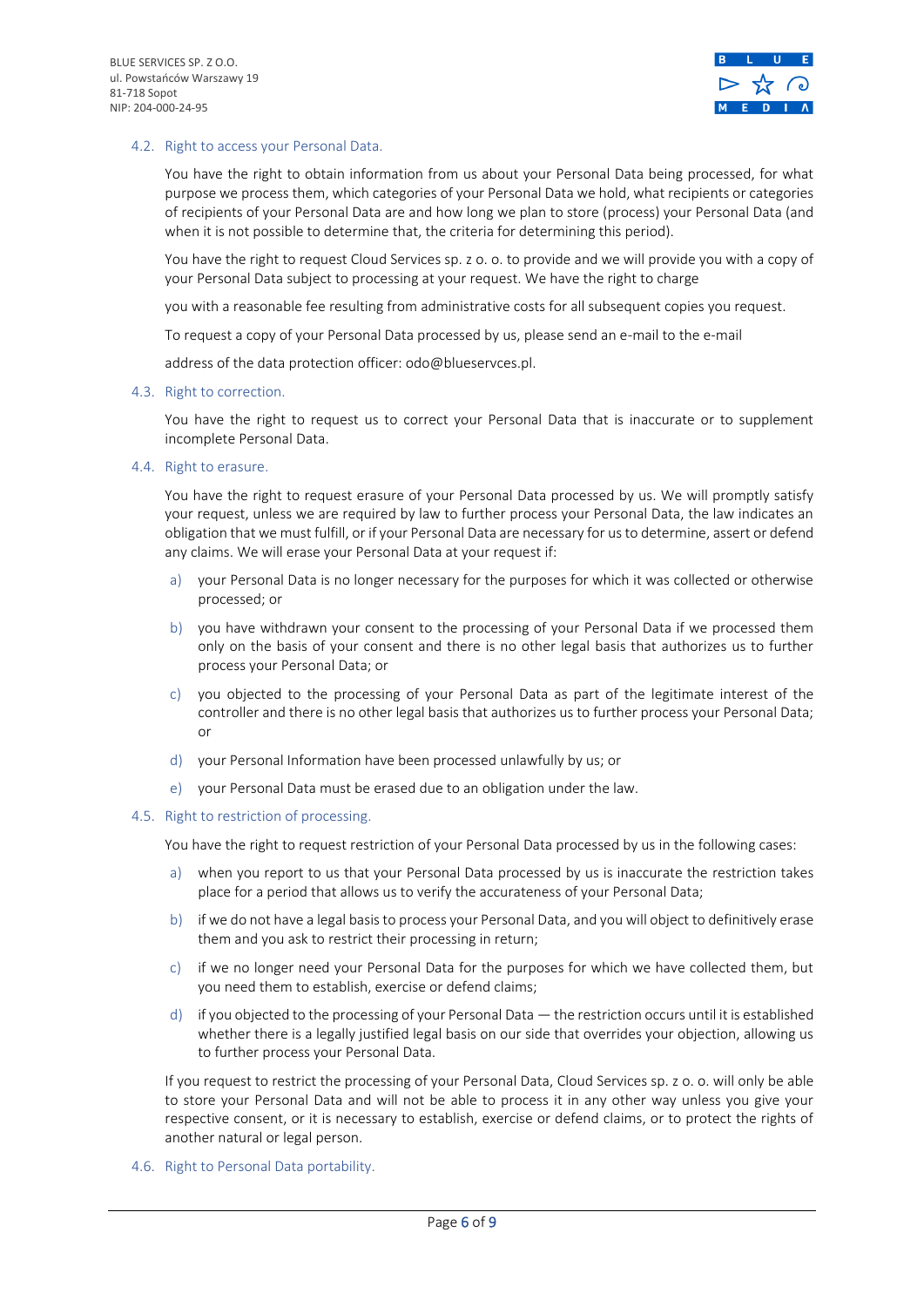### 4.2. Right to access your Personal Data.

You have the right to obtain information from us about your Personal Data being processed, for what purpose we process them, which categories of your Personal Data we hold, what recipients or categories of recipients of your Personal Data are and how long we plan to store (process) your Personal Data (and when it is not possible to determine that, the criteria for determining this period).

You have the right to request Cloud Services sp. z o. o. to provide and we will provide you with a copy of your Personal Data subject to processing at your request. We have the right to charge

you with a reasonable fee resulting from administrative costs for all subsequent copies you request.

To request a copy of your Personal Data processed by us, please send an e-mail to the e-mail

address of the data protection officer: odo@blueservces.pl.

### 4.3. Right to correction.

You have the right to request us to correct your Personal Data that is inaccurate or to supplement incomplete Personal Data.

### 4.4. Right to erasure.

You have the right to request erasure of your Personal Data processed by us. We will promptly satisfy your request, unless we are required by law to further process your Personal Data, the law indicates an obligation that we must fulfill, or if your Personal Data are necessary for us to determine, assert or defend any claims. We will erase your Personal Data at your request if:

a) your Personal Data is no longer necessary for the purposes for which it was collected or otherwise processed; or

b) you have withdrawn your consent to the processing of your Personal Data if we processed them only on the basis of your consent and there is no other legal basis that authorizes us to further process your Personal Data; or

c) you objected to the processing of your Personal Data as part of the legitimate interest of the controller and there is no other legal basis that authorizes us to further process your Personal Data; or

d) your Personal Information have been processed unlawfully by us; or

e) your Personal Data must be erased due to an obligation under the law.

### 4.5. Right to restriction of processing.

You have the right to request restriction of your Personal Data processed by us in the following cases:

a) when you report to us that your Personal Data processed by us is inaccurate the restriction takes place for a period that allows us to verify the accurateness of your Personal Data;

b) if we do not have a legal basis to process your Personal Data, and you will object to definitively erase them and you ask to restrict their processing in return;

c) if we no longer need your Personal Data for the purposes for which we have collected them, but you need them to establish, exercise or defend claims;

d) if you objected to the processing of your Personal Data — the restriction occurs until it is established whether there is a legally justified legal basis on our side that overrides your objection, allowing us to further process your Personal Data.

If you request to restrict the processing of your Personal Data, Cloud Services sp. z o. o. will only be able to store your Personal Data and will not be able to process it in any other way unless you give your respective consent, or it is necessary to establish, exercise or defend claims, or to protect the rights of another natural or legal person.

### 4.6. Right to Personal Data portability.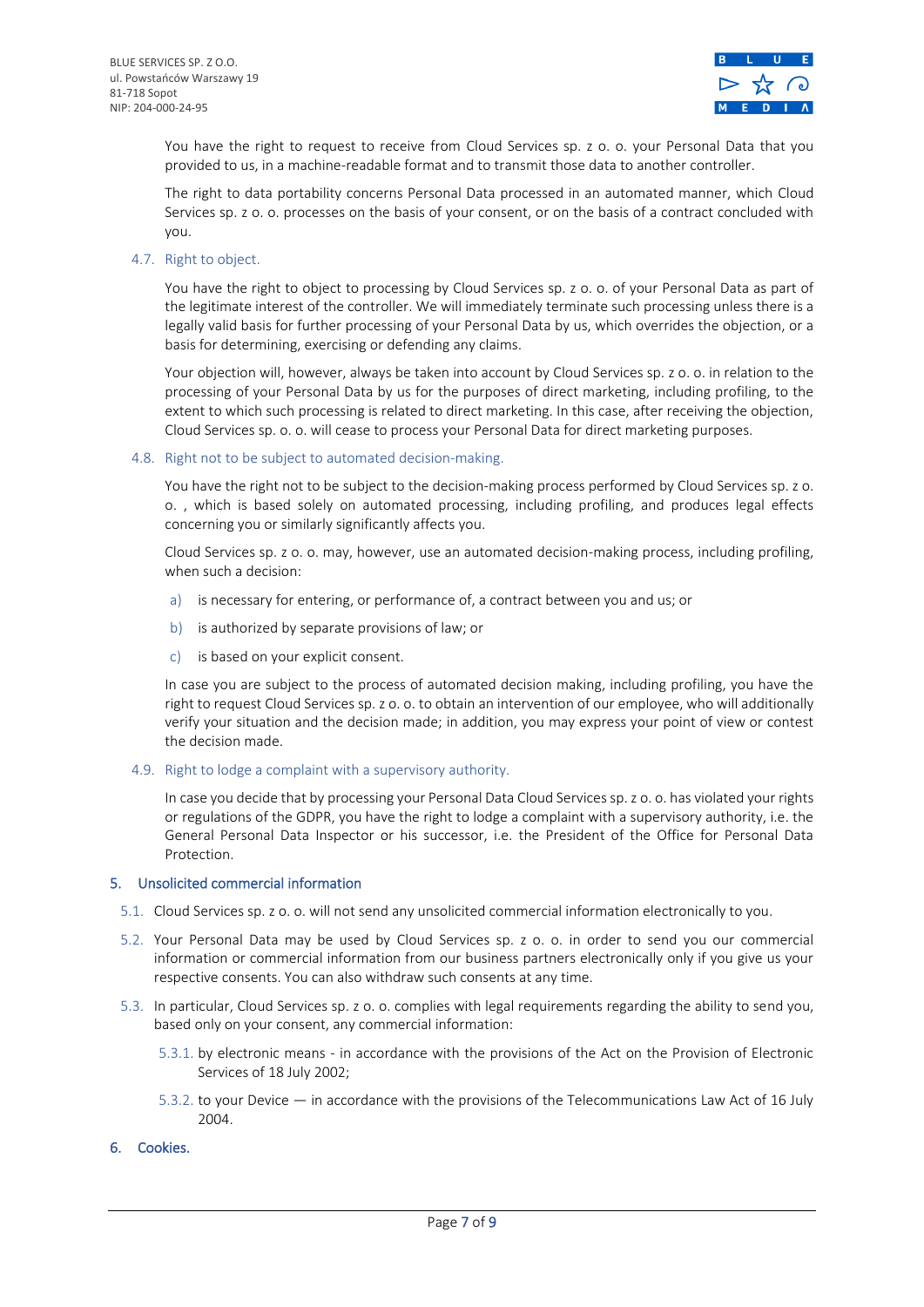You have the right to request to receive from Cloud Services sp. z o. o. your Personal Data that you provided to us, in a machine-readable format and to transmit those data to another controller.

The right to data portability concerns Personal Data processed in an automated manner, which Cloud Services sp. z o. o. processes on the basis of your consent, or on the basis of a contract concluded with you.

### 4.7. Right to object.

You have the right to object to processing by Cloud Services sp. z o. o. of your Personal Data as part of the legitimate interest of the controller. We will immediately terminate such processing unless there is a legally valid basis for further processing of your Personal Data by us, which overrides the objection, or a basis for determining, exercising or defending any claims.

Your objection will, however, always be taken into account by Cloud Services sp. z o. o. in relation to the processing of your Personal Data by us for the purposes of direct marketing, including profiling, to the extent to which such processing is related to direct marketing. In this case, after receiving the objection, Cloud Services sp. o. o. will cease to process your Personal Data for direct marketing purposes.

### 4.8. Right not to be subject to automated decision-making.

You have the right not to be subject to the decision-making process performed by Cloud Services sp. z o. o. , which is based solely on automated processing, including profiling, and produces legal effects concerning you or similarly significantly affects you.

Cloud Services sp. z o. o. may, however, use an automated decision-making process, including profiling, when such a decision:

a) is necessary for entering, or performance of, a contract between you and us; or

b) is authorized by separate provisions of law; or

c) is based on your explicit consent.

In case you are subject to the process of automated decision making, including profiling, you have the right to request Cloud Services sp. z o. o. to obtain an intervention of our employee, who will additionally verify your situation and the decision made; in addition, you may express your point of view or contest the decision made.

### 4.9. Right to lodge a complaint with a supervisory authority.

In case you decide that by processing your Personal Data Cloud Services sp. z o. o. has violated your rights or regulations of the GDPR, you have the right to lodge a complaint with a supervisory authority, i.e. the General Personal Data Inspector or his successor, i.e. the President of the Office for Personal Data Protection.

## 5. Unsolicited commercial information

5.1. Cloud Services sp. z o. o. will not send any unsolicited commercial information electronically to you.

5.2. Your Personal Data may be used by Cloud Services sp. z o. o. in order to send you our commercial information or commercial information from our business partners electronically only if you give us your respective consents. You can also withdraw such consents at any time.

5.3. In particular, Cloud Services sp. z o. o. complies with legal requirements regarding the ability to send you, based only on your consent, any commercial information:

5.3.1. by electronic means - in accordance with the provisions of the Act on the Provision of Electronic Services of 18 July 2002;

5.3.2. to your Device — in accordance with the provisions of the Telecommunications Law Act of 16 July 2004.

## 6. Cookies.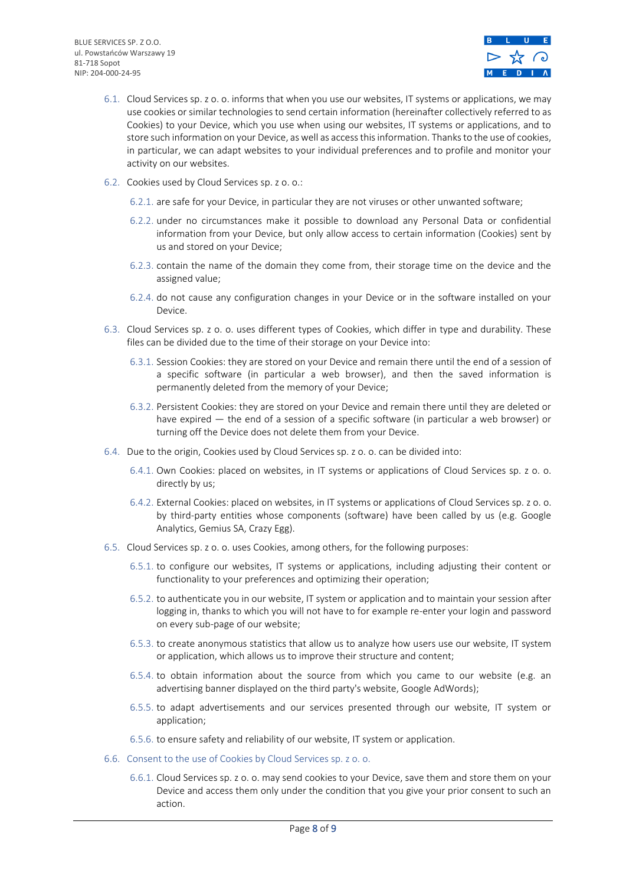6.1. Cloud Services sp. z o. o. informs that when you use our websites, IT systems or applications, we may use cookies or similar technologies to send certain information (hereinafter collectively referred to as Cookies) to your Device, which you use when using our websites, IT systems or applications, and to store such information on your Device, as well as access this information. Thanks to the use of cookies, in particular, we can adapt websites to your individual preferences and to profile and monitor your activity on our websites.

6.2. Cookies used by Cloud Services sp. z o. o.:

6.2.1. are safe for your Device, in particular they are not viruses or other unwanted software;

6.2.2. under no circumstances make it possible to download any Personal Data or confidential information from your Device, but only allow access to certain information (Cookies) sent by us and stored on your Device;

6.2.3. contain the name of the domain they come from, their storage time on the device and the assigned value;

6.2.4. do not cause any configuration changes in your Device or in the software installed on your Device.

6.3. Cloud Services sp. z o. o. uses different types of Cookies, which differ in type and durability. These files can be divided due to the time of their storage on your Device into:

6.3.1. Session Cookies: they are stored on your Device and remain there until the end of a session of a specific software (in particular a web browser), and then the saved information is permanently deleted from the memory of your Device;

6.3.2. Persistent Cookies: they are stored on your Device and remain there until they are deleted or have expired — the end of a session of a specific software (in particular a web browser) or turning off the Device does not delete them from your Device.

6.4. Due to the origin, Cookies used by Cloud Services sp. z o. o. can be divided into:

6.4.1. Own Cookies: placed on websites, in IT systems or applications of Cloud Services sp. z o. o. directly by us;

6.4.2. External Cookies: placed on websites, in IT systems or applications of Cloud Services sp. z o. o. by third-party entities whose components (software) have been called by us (e.g. Google Analytics, Gemius SA, Crazy Egg).

6.5. Cloud Services sp. z o. o. uses Cookies, among others, for the following purposes:

6.5.1. to configure our websites, IT systems or applications, including adjusting their content or functionality to your preferences and optimizing their operation;

6.5.2. to authenticate you in our website, IT system or application and to maintain your session after logging in, thanks to which you will not have to for example re-enter your login and password on every sub-page of our website;

6.5.3. to create anonymous statistics that allow us to analyze how users use our website, IT system or application, which allows us to improve their structure and content;

6.5.4. to obtain information about the source from which you came to our website (e.g. an advertising banner displayed on the third party's website, Google AdWords);

6.5.5. to adapt advertisements and our services presented through our website, IT system or application;

6.5.6. to ensure safety and reliability of our website, IT system or application.

6.6. Consent to the use of Cookies by Cloud Services sp. z o. o.

6.6.1. Cloud Services sp. z o. o. may send cookies to your Device, save them and store them on your Device and access them only under the condition that you give your prior consent to such an action.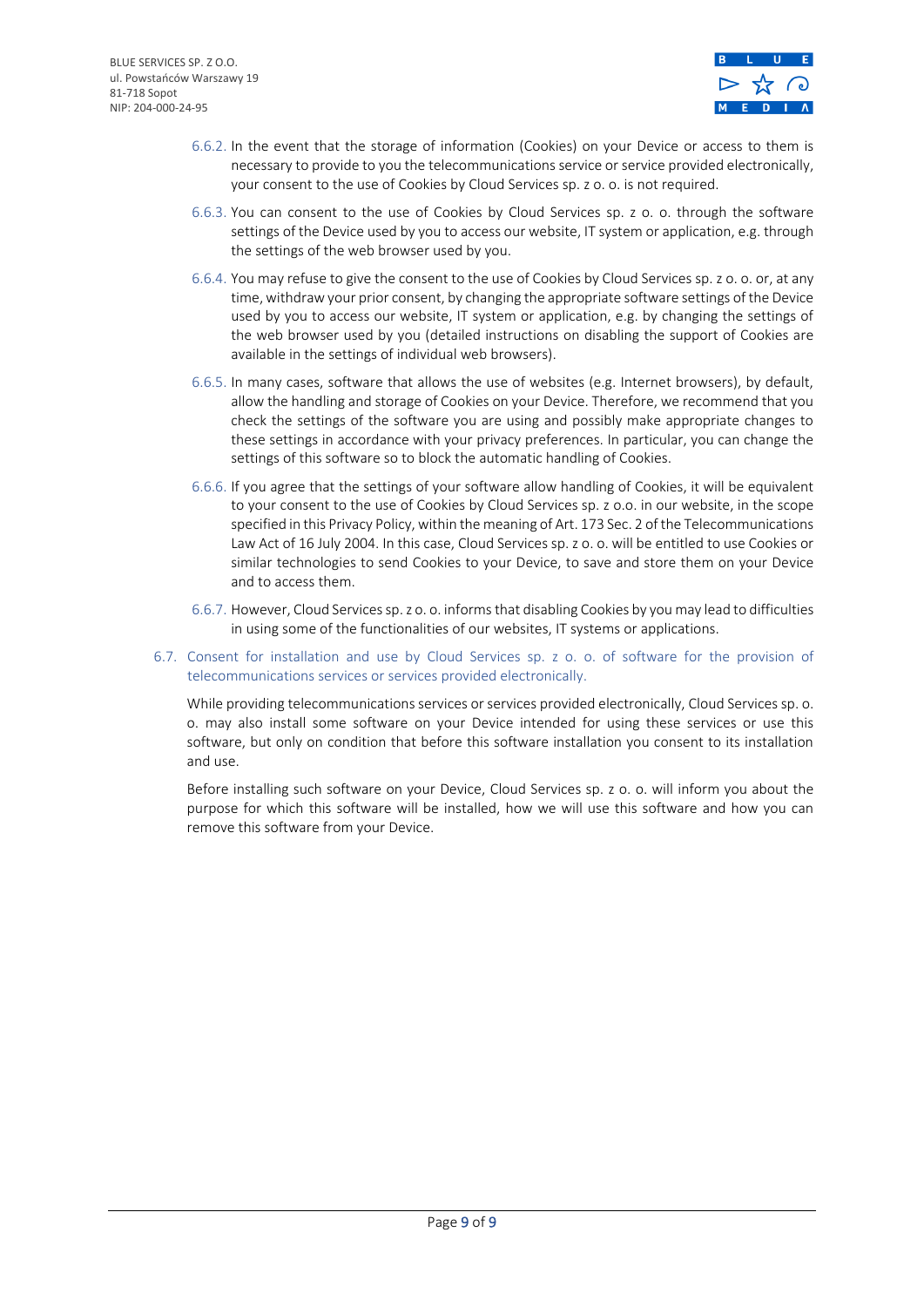6.6.2. In the event that the storage of information (Cookies) on your Device or access to them is necessary to provide to you the telecommunications service or service provided electronically, your consent to the use of Cookies by Cloud Services sp. z o. o. is not required.

6.6.3. You can consent to the use of Cookies by Cloud Services sp. z o. o. through the software settings of the Device used by you to access our website, IT system or application, e.g. through the settings of the web browser used by you.

6.6.4. You may refuse to give the consent to the use of Cookies by Cloud Services sp. z o. o. or, at any time, withdraw your prior consent, by changing the appropriate software settings of the Device used by you to access our website, IT system or application, e.g. by changing the settings of the web browser used by you (detailed instructions on disabling the support of Cookies are available in the settings of individual web browsers).

6.6.5. In many cases, software that allows the use of websites (e.g. Internet browsers), by default, allow the handling and storage of Cookies on your Device. Therefore, we recommend that you check the settings of the software you are using and possibly make appropriate changes to these settings in accordance with your privacy preferences. In particular, you can change the settings of this software so to block the automatic handling of Cookies.

6.6.6. If you agree that the settings of your software allow handling of Cookies, it will be equivalent to your consent to the use of Cookies by Cloud Services sp. z o.o. in our website, in the scope specified in this Privacy Policy, within the meaning of Art. 173 Sec. 2 of the Telecommunications Law Act of 16 July 2004. In this case, Cloud Services sp. z o. o. will be entitled to use Cookies or similar technologies to send Cookies to your Device, to save and store them on your Device and to access them.

6.6.7. However, Cloud Services sp. z o. o. informs that disabling Cookies by you may lead to difficulties in using some of the functionalities of our websites, IT systems or applications.

6.7. Consent for installation and use by Cloud Services sp. z o. o. of software for the provision of telecommunications services or services provided electronically.

While providing telecommunications services or services provided electronically, Cloud Services sp. o. o. may also install some software on your Device intended for using these services or use this software, but only on condition that before this software installation you consent to its installation and use.

Before installing such software on your Device, Cloud Services sp. z o. o. will inform you about the purpose for which this software will be installed, how we will use this software and how you can remove this software from your Device.